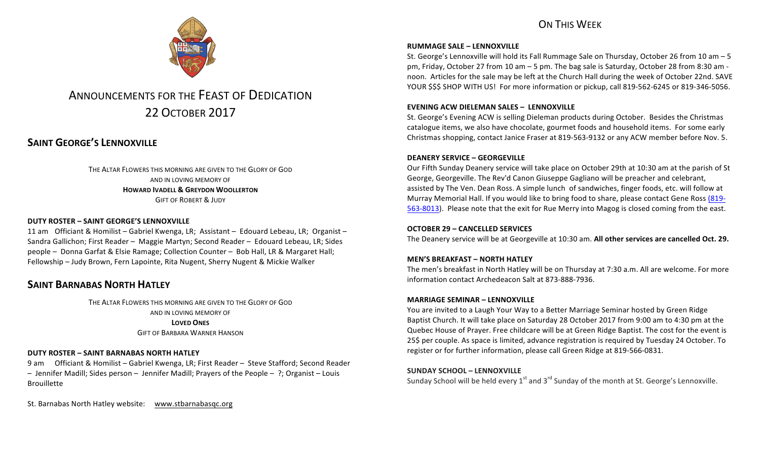# Announcements for the Feast of Dedication
## 22 October 2017

## Saint George's Lennoxville

THE ALTAR FLOWERS THIS MORNING ARE GIVEN TO THE GLORY OF GOD
AND IN LOVING MEMORY OF
**HOWARD IVADELL & GREYDON WOOLLERTON**
GIFT OF ROBERT & JUDY

**DUTY ROSTER – SAINT GEORGE'S LENNOXVILLE**

11 am Officiant & Homilist – Gabriel Kwenga, LR; Assistant – Edouard Lebeau, LR; Organist – Sandra Gallichon; First Reader – Maggie Martyn; Second Reader – Edouard Lebeau, LR; Sides people – Donna Garfat & Elsie Ramage; Collection Counter – Bob Hall, LR & Margaret Hall; Fellowship – Judy Brown, Fern Lapointe, Rita Nugent, Sherry Nugent & Mickie Walker

## Saint Barnabas North Hatley

THE ALTAR FLOWERS THIS MORNING ARE GIVEN TO THE GLORY OF GOD
AND IN LOVING MEMORY OF
**LOVED ONES**
GIFT OF BARBARA WARNER HANSON

**DUTY ROSTER – SAINT BARNABAS NORTH HATLEY**

9 am Officiant & Homilist – Gabriel Kwenga, LR; First Reader – Steve Stafford; Second Reader – Jennifer Madill; Sides person – Jennifer Madill; Prayers of the People – ?; Organist – Louis Brouillette

St. Barnabas North Hatley website: www.stbarnabasqc.org

## On This Week

**RUMMAGE SALE – LENNOXVILLE**

St. George's Lennoxville will hold its Fall Rummage Sale on Thursday, October 26 from 10 am – 5 pm, Friday, October 27 from 10 am – 5 pm. The bag sale is Saturday, October 28 from 8:30 am - noon. Articles for the sale may be left at the Church Hall during the week of October 22nd. SAVE YOUR $$$ SHOP WITH US! For more information or pickup, call 819-562-6245 or 819-346-5056.

**EVENING ACW DIELEMAN SALES – LENNOXVILLE**

St. George's Evening ACW is selling Dieleman products during October. Besides the Christmas catalogue items, we also have chocolate, gourmet foods and household items. For some early Christmas shopping, contact Janice Fraser at 819-563-9132 or any ACW member before Nov. 5.

**DEANERY SERVICE – GEORGEVILLE**

Our Fifth Sunday Deanery service will take place on October 29th at 10:30 am at the parish of St George, Georgeville. The Rev'd Canon Giuseppe Gagliano will be preacher and celebrant, assisted by The Ven. Dean Ross. A simple lunch of sandwiches, finger foods, etc. will follow at Murray Memorial Hall. If you would like to bring food to share, please contact Gene Ross (819-563-8013). Please note that the exit for Rue Merry into Magog is closed coming from the east.

**OCTOBER 29 – CANCELLED SERVICES**

The Deanery service will be at Georgeville at 10:30 am. **All other services are cancelled Oct. 29.**

**MEN'S BREAKFAST – NORTH HATLEY**

The men's breakfast in North Hatley will be on Thursday at 7:30 a.m. All are welcome. For more information contact Archedeacon Salt at 873-888-7936.

**MARRIAGE SEMINAR – LENNOXVILLE**

You are invited to a Laugh Your Way to a Better Marriage Seminar hosted by Green Ridge Baptist Church. It will take place on Saturday 28 October 2017 from 9:00 am to 4:30 pm at the Quebec House of Prayer. Free childcare will be at Green Ridge Baptist. The cost for the event is 25$ per couple. As space is limited, advance registration is required by Tuesday 24 October. To register or for further information, please call Green Ridge at 819-566-0831.

**SUNDAY SCHOOL – LENNOXVILLE**

Sunday School will be held every 1st and 3rd Sunday of the month at St. George's Lennoxville.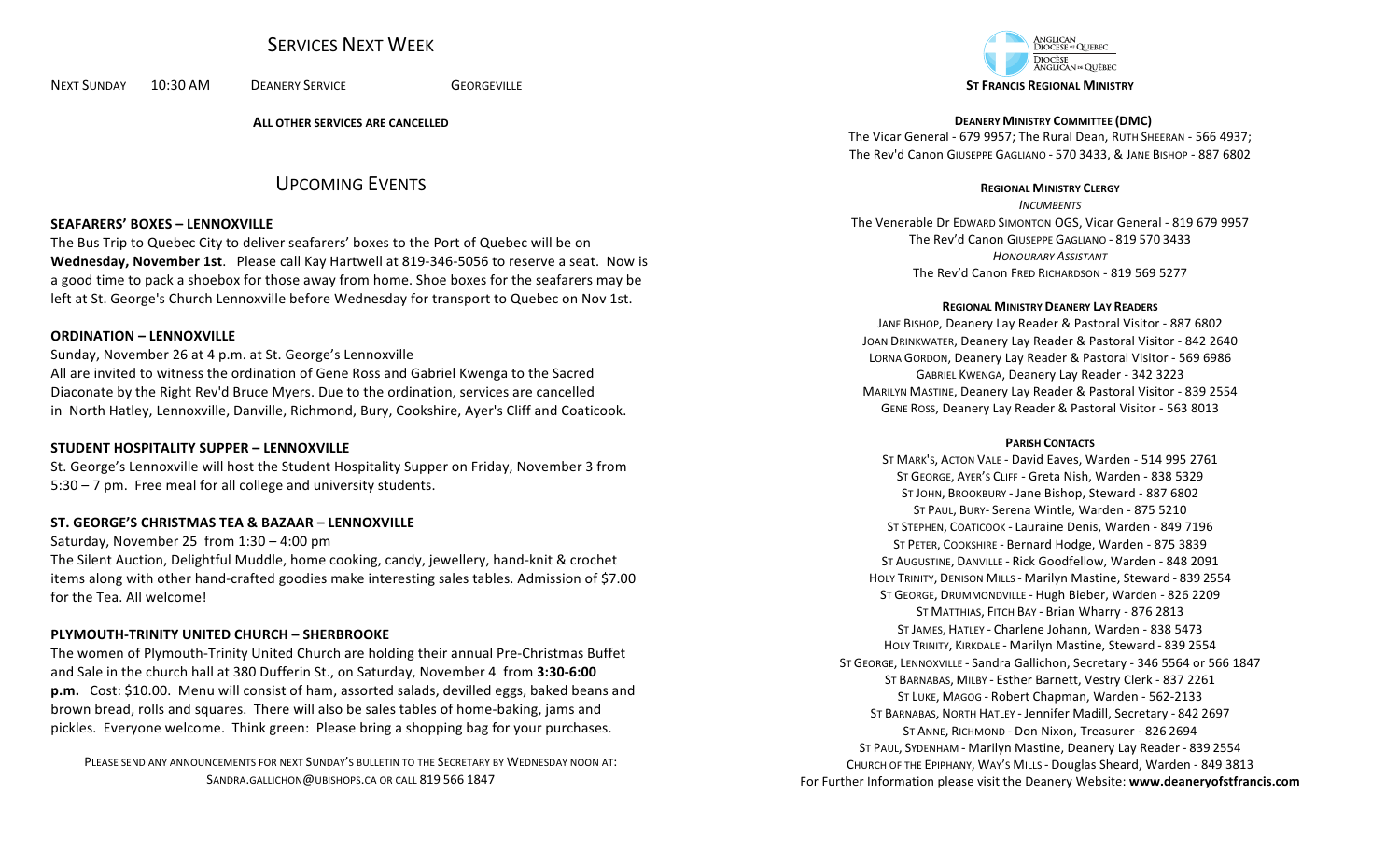## SERVICES NEXT WEEK

NEXT SUNDAY 10:30 AM DEANERY SERVICE GEORGEVILLE

**ALL OTHER SERVICES ARE CANCELLED**

## UPCOMING EVENTS

**SEAFARERS' BOXES – LENNOXVILLE**

The Bus Trip to Quebec City to deliver seafarers' boxes to the Port of Quebec will be on **Wednesday, November 1st**. Please call Kay Hartwell at 819-346-5056 to reserve a seat. Now is a good time to pack a shoebox for those away from home. Shoe boxes for the seafarers may be left at St. George's Church Lennoxville before Wednesday for transport to Quebec on Nov 1st.

**ORDINATION – LENNOXVILLE**

Sunday, November 26 at 4 p.m. at St. George's Lennoxville

All are invited to witness the ordination of Gene Ross and Gabriel Kwenga to the Sacred Diaconate by the Right Rev'd Bruce Myers. Due to the ordination, services are cancelled in North Hatley, Lennoxville, Danville, Richmond, Bury, Cookshire, Ayer's Cliff and Coaticook.

**STUDENT HOSPITALITY SUPPER – LENNOXVILLE**

St. George's Lennoxville will host the Student Hospitality Supper on Friday, November 3 from 5:30 – 7 pm. Free meal for all college and university students.

**ST. GEORGE'S CHRISTMAS TEA & BAZAAR – LENNOXVILLE**

Saturday, November 25 from 1:30 – 4:00 pm

The Silent Auction, Delightful Muddle, home cooking, candy, jewellery, hand-knit & crochet items along with other hand-crafted goodies make interesting sales tables. Admission of $7.00 for the Tea. All welcome!

**PLYMOUTH-TRINITY UNITED CHURCH – SHERBROOKE**

The women of Plymouth-Trinity United Church are holding their annual Pre-Christmas Buffet and Sale in the church hall at 380 Dufferin St., on Saturday, November 4 from **3:30-6:00 p.m.** Cost: $10.00. Menu will consist of ham, assorted salads, devilled eggs, baked beans and brown bread, rolls and squares. There will also be sales tables of home-baking, jams and pickles. Everyone welcome. Think green: Please bring a shopping bag for your purchases.

PLEASE SEND ANY ANNOUNCEMENTS FOR NEXT SUNDAY'S BULLETIN TO THE SECRETARY BY WEDNESDAY NOON AT: SANDRA.GALLICHON@UBISHOPS.CA OR CALL 819 566 1847

ANGLICAN DIOCESE OF QUEBEC
DIOCÈSE ANGLICAN DE QUÉBEC

**ST FRANCIS REGIONAL MINISTRY**

**DEANERY MINISTRY COMMITTEE (DMC)**

The Vicar General - 679 9957; The Rural Dean, RUTH SHEERAN - 566 4937;
The Rev'd Canon GIUSEPPE GAGLIANO - 570 3433, & JANE BISHOP - 887 6802

**REGIONAL MINISTRY CLERGY**

*INCUMBENTS*

The Venerable Dr EDWARD SIMONTON OGS, Vicar General - 819 679 9957
The Rev'd Canon GIUSEPPE GAGLIANO - 819 570 3433

*HONOURARY ASSISTANT*

The Rev'd Canon FRED RICHARDSON - 819 569 5277

**REGIONAL MINISTRY DEANERY LAY READERS**

JANE BISHOP, Deanery Lay Reader & Pastoral Visitor - 887 6802
JOAN DRINKWATER, Deanery Lay Reader & Pastoral Visitor - 842 2640
LORNA GORDON, Deanery Lay Reader & Pastoral Visitor - 569 6986
GABRIEL KWENGA, Deanery Lay Reader - 342 3223
MARILYN MASTINE, Deanery Lay Reader & Pastoral Visitor - 839 2554
GENE ROSS, Deanery Lay Reader & Pastoral Visitor - 563 8013

**PARISH CONTACTS**

ST MARK'S, ACTON VALE - David Eaves, Warden - 514 995 2761
ST GEORGE, AYER'S CLIFF - Greta Nish, Warden - 838 5329
ST JOHN, BROOKBURY - Jane Bishop, Steward - 887 6802
ST PAUL, BURY- Serena Wintle, Warden - 875 5210
ST STEPHEN, COATICOOK - Lauraine Denis, Warden - 849 7196
ST PETER, COOKSHIRE - Bernard Hodge, Warden - 875 3839
ST AUGUSTINE, DANVILLE - Rick Goodfellow, Warden - 848 2091
HOLY TRINITY, DENISON MILLS - Marilyn Mastine, Steward - 839 2554
ST GEORGE, DRUMMONDVILLE - Hugh Bieber, Warden - 826 2209
ST MATTHIAS, FITCH BAY - Brian Wharry - 876 2813
ST JAMES, HATLEY - Charlene Johann, Warden - 838 5473
HOLY TRINITY, KIRKDALE - Marilyn Mastine, Steward - 839 2554
ST GEORGE, LENNOXVILLE - Sandra Gallichon, Secretary - 346 5564 or 566 1847
ST BARNABAS, MILBY - Esther Barnett, Vestry Clerk - 837 2261
ST LUKE, MAGOG - Robert Chapman, Warden - 562-2133
ST BARNABAS, NORTH HATLEY - Jennifer Madill, Secretary - 842 2697
ST ANNE, RICHMOND - Don Nixon, Treasurer - 826 2694
ST PAUL, SYDENHAM - Marilyn Mastine, Deanery Lay Reader - 839 2554
CHURCH OF THE EPIPHANY, WAY'S MILLS - Douglas Sheard, Warden - 849 3813

For Further Information please visit the Deanery Website: **www.deaneryofstfrancis.com**